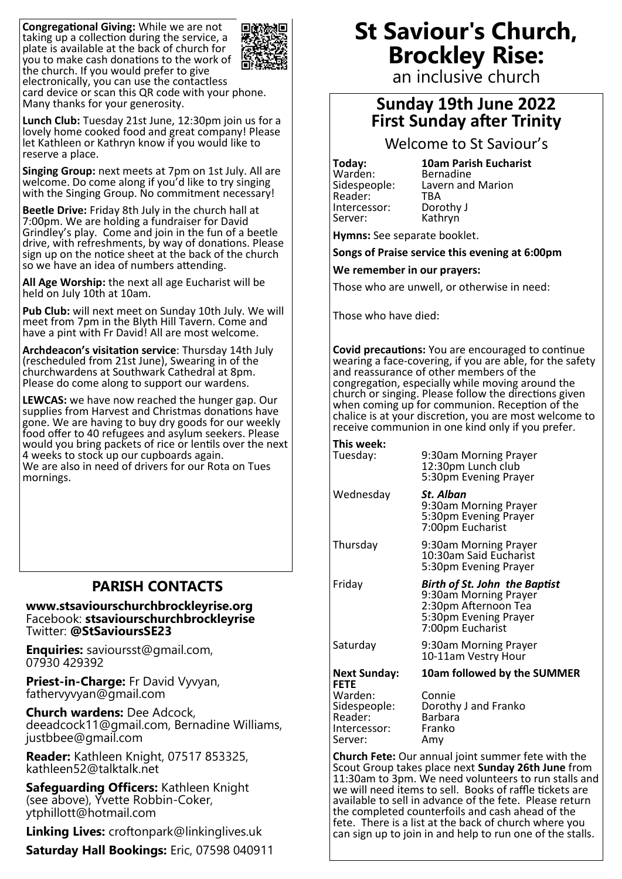# St Saviour's Church, Brockley Rise:

an inclusive church

## Sunday 19th June 2022
## First Sunday after Trinity

### Welcome to St Saviour's

| | |
|---|---|
| **Today:** | **10am Parish Eucharist** |
| Warden: | Bernadine |
| Sidespeople: | Lavern and Marion |
| Reader: | TBA |
| Intercessor: | Dorothy J |
| Server: | Kathryn |

**Hymns:** See separate booklet.

**Songs of Praise service this evening at 6:00pm**

**We remember in our prayers:**

Those who are unwell, or otherwise in need:

Those who have died:

**Covid precautions:** You are encouraged to continue wearing a face-covering, if you are able, for the safety and reassurance of other members of the congregation, especially while moving around the church or singing. Please follow the directions given when coming up for communion. Reception of the chalice is at your discretion, you are most welcome to receive communion in one kind only if you prefer.

**This week:**

| | |
|---|---|
| Tuesday: | 9:30am Morning Prayer<br>12:30pm Lunch club<br>5:30pm Evening Prayer |
| Wednesday | ***St. Alban***<br>9:30am Morning Prayer<br>5:30pm Evening Prayer<br>7:00pm Eucharist |
| Thursday | 9:30am Morning Prayer<br>10:30am Said Eucharist<br>5:30pm Evening Prayer |
| Friday | ***Birth of St. John the Baptist***<br>9:30am Morning Prayer<br>2:30pm Afternoon Tea<br>5:30pm Evening Prayer<br>7:00pm Eucharist |
| Saturday | 9:30am Morning Prayer<br>10-11am Vestry Hour |

| | |
|---|---|
| **Next Sunday:** | **10am followed by the SUMMER FETE** |
| Warden: | Connie |
| Sidespeople: | Dorothy J and Franko |
| Reader: | Barbara |
| Intercessor: | Franko |
| Server: | Amy |

**Church Fete:** Our annual joint summer fete with the Scout Group takes place next **Sunday 26th June** from 11:30am to 3pm. We need volunteers to run stalls and we will need items to sell. Books of raffle tickets are available to sell in advance of the fete. Please return the completed counterfoils and cash ahead of the fete. There is a list at the back of church where you can sign up to join in and help to run one of the stalls.

**Congregational Giving:** While we are not taking up a collection during the service, a plate is available at the back of church for you to make cash donations to the work of the church. If you would prefer to give electronically, you can use the contactless card device or scan this QR code with your phone. Many thanks for your generosity.

**Lunch Club:** Tuesday 21st June, 12:30pm join us for a lovely home cooked food and great company! Please let Kathleen or Kathryn know if you would like to reserve a place.

**Singing Group:** next meets at 7pm on 1st July. All are welcome. Do come along if you'd like to try singing with the Singing Group. No commitment necessary!

**Beetle Drive:** Friday 8th July in the church hall at 7:00pm. We are holding a fundraiser for David Grindley's play. Come and join in the fun of a beetle drive, with refreshments, by way of donations. Please sign up on the notice sheet at the back of the church so we have an idea of numbers attending.

**All Age Worship:** the next all age Eucharist will be held on July 10th at 10am.

**Pub Club:** will next meet on Sunday 10th July. We will meet from 7pm in the Blyth Hill Tavern. Come and have a pint with Fr David! All are most welcome.

**Archdeacon's visitation service**: Thursday 14th July (rescheduled from 21st June), Swearing in of the churchwardens at Southwark Cathedral at 8pm. Please do come along to support our wardens.

**LEWCAS:** we have now reached the hunger gap. Our supplies from Harvest and Christmas donations have gone. We are having to buy dry goods for our weekly food offer to 40 refugees and asylum seekers. Please would you bring packets of rice or lentils over the next 4 weeks to stock up our cupboards again.
We are also in need of drivers for our Rota on Tues mornings.

## PARISH CONTACTS

**www.stsaviourschurchbrockleyrise.org**
Facebook: **stsaviourschurchbrockleyrise**
Twitter: **@StSavioursSE23**

**Enquiries:** savioursst@gmail.com, 07930 429392

**Priest-in-Charge:** Fr David Vyvyan, fathervyvyan@gmail.com

**Church wardens:** Dee Adcock, deeadcock11@gmail.com, Bernadine Williams, justbbee@gmail.com

**Reader:** Kathleen Knight, 07517 853325, kathleen52@talktalk.net

**Safeguarding Officers:** Kathleen Knight (see above), Yvette Robbin-Coker, ytphillott@hotmail.com

**Linking Lives:** croftonpark@linkinglives.uk

**Saturday Hall Bookings:** Eric, 07598 040911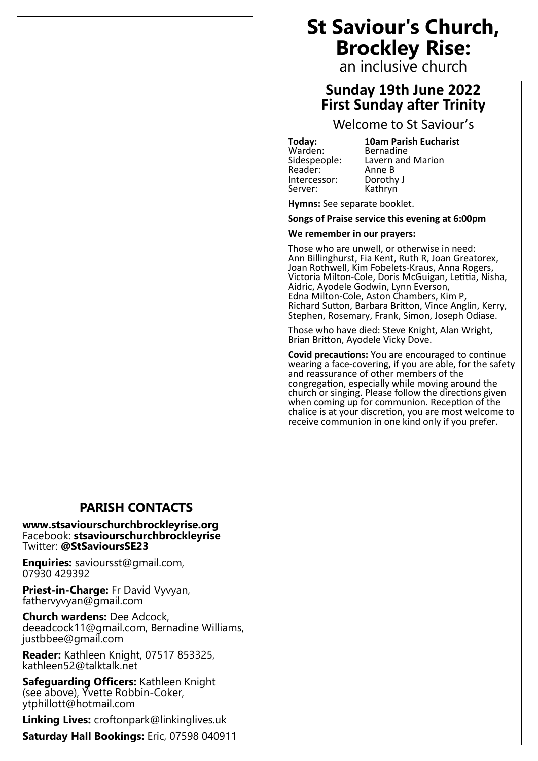## PARISH CONTACTS

**www.stsaviourschurchbrockleyrise.org**
Facebook: **stsaviourschurchbrockleyrise**
Twitter: **@StSavioursSE23**

**Enquiries:** savioursst@gmail.com, 07930 429392

**Priest-in-Charge:** Fr David Vyvyan, fathervyvyan@gmail.com

**Church wardens:** Dee Adcock, deeadcock11@gmail.com, Bernadine Williams, justbbee@gmail.com

**Reader:** Kathleen Knight, 07517 853325, kathleen52@talktalk.net

**Safeguarding Officers:** Kathleen Knight (see above), Yvette Robbin-Coker, ytphillott@hotmail.com

**Linking Lives:** croftonpark@linkinglives.uk

**Saturday Hall Bookings:** Eric, 07598 040911

# St Saviour's Church, Brockley Rise:

an inclusive church

## Sunday 19th June 2022
## First Sunday after Trinity

Welcome to St Saviour's

| | |
|---|---|
| **Today:** | **10am Parish Eucharist** |
| Warden: | Bernadine |
| Sidespeople: | Lavern and Marion |
| Reader: | Anne B |
| Intercessor: | Dorothy J |
| Server: | Kathryn |

**Hymns:** See separate booklet.

**Songs of Praise service this evening at 6:00pm**

**We remember in our prayers:**

Those who are unwell, or otherwise in need: Ann Billinghurst, Fia Kent, Ruth R, Joan Greatorex, Joan Rothwell, Kim Fobelets-Kraus, Anna Rogers, Victoria Milton-Cole, Doris McGuigan, Letitia, Nisha, Aidric, Ayodele Godwin, Lynn Everson, Edna Milton-Cole, Aston Chambers, Kim P, Richard Sutton, Barbara Britton, Vince Anglin, Kerry, Stephen, Rosemary, Frank, Simon, Joseph Odiase.

Those who have died: Steve Knight, Alan Wright, Brian Britton, Ayodele Vicky Dove.

**Covid precautions:** You are encouraged to continue wearing a face-covering, if you are able, for the safety and reassurance of other members of the congregation, especially while moving around the church or singing. Please follow the directions given when coming up for communion. Reception of the chalice is at your discretion, you are most welcome to receive communion in one kind only if you prefer.